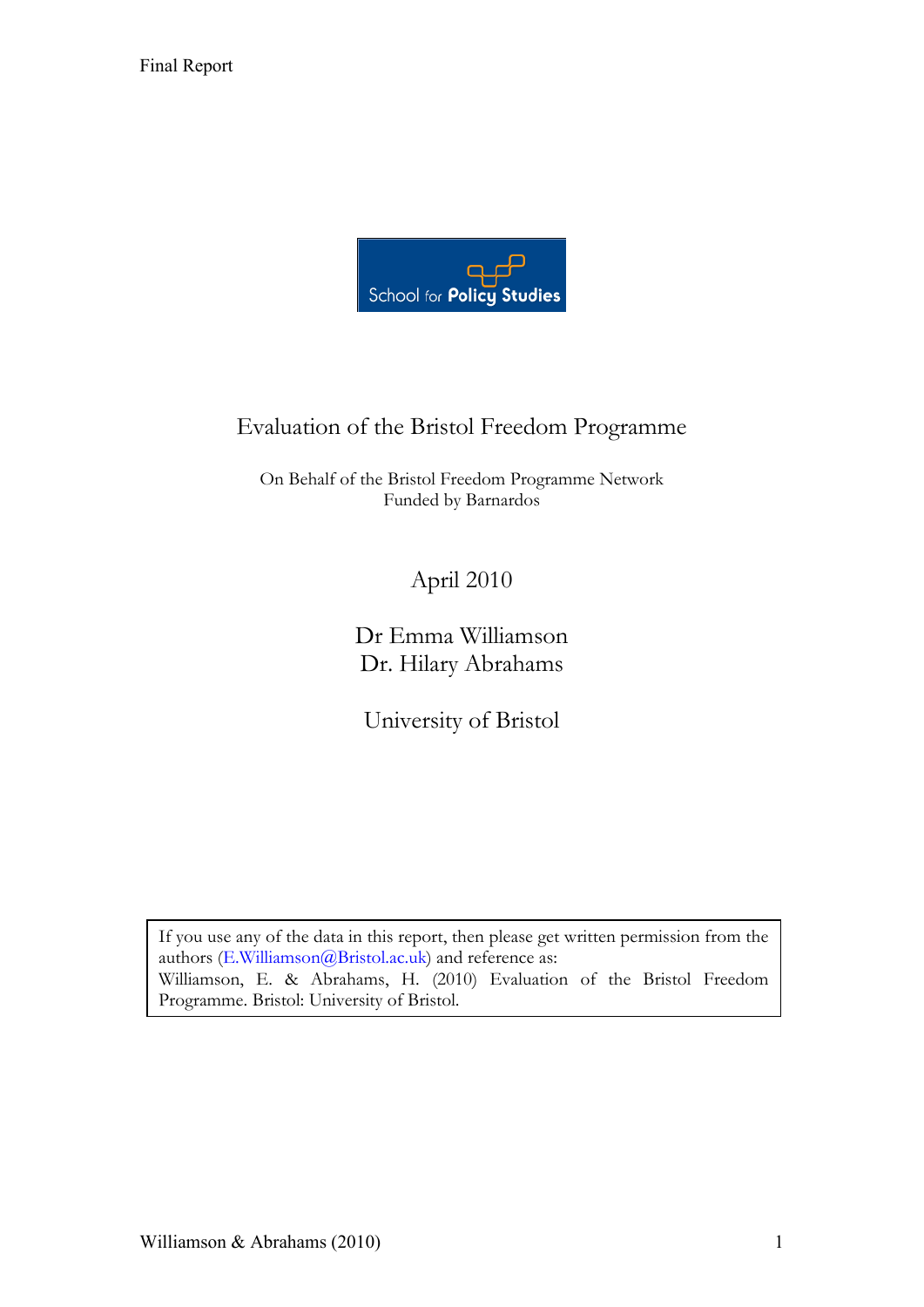Final Report

School for Policy Studies

# Evaluation of the Bristol Freedom Programme

On Behalf of the Bristol Freedom Programme Network
Funded by Barnardos

April 2010

Dr Emma Williamson
Dr. Hilary Abrahams

University of Bristol

If you use any of the data in this report, then please get written permission from the authors (E.Williamson@Bristol.ac.uk) and reference as:
Williamson, E. & Abrahams, H. (2010) Evaluation of the Bristol Freedom Programme. Bristol: University of Bristol.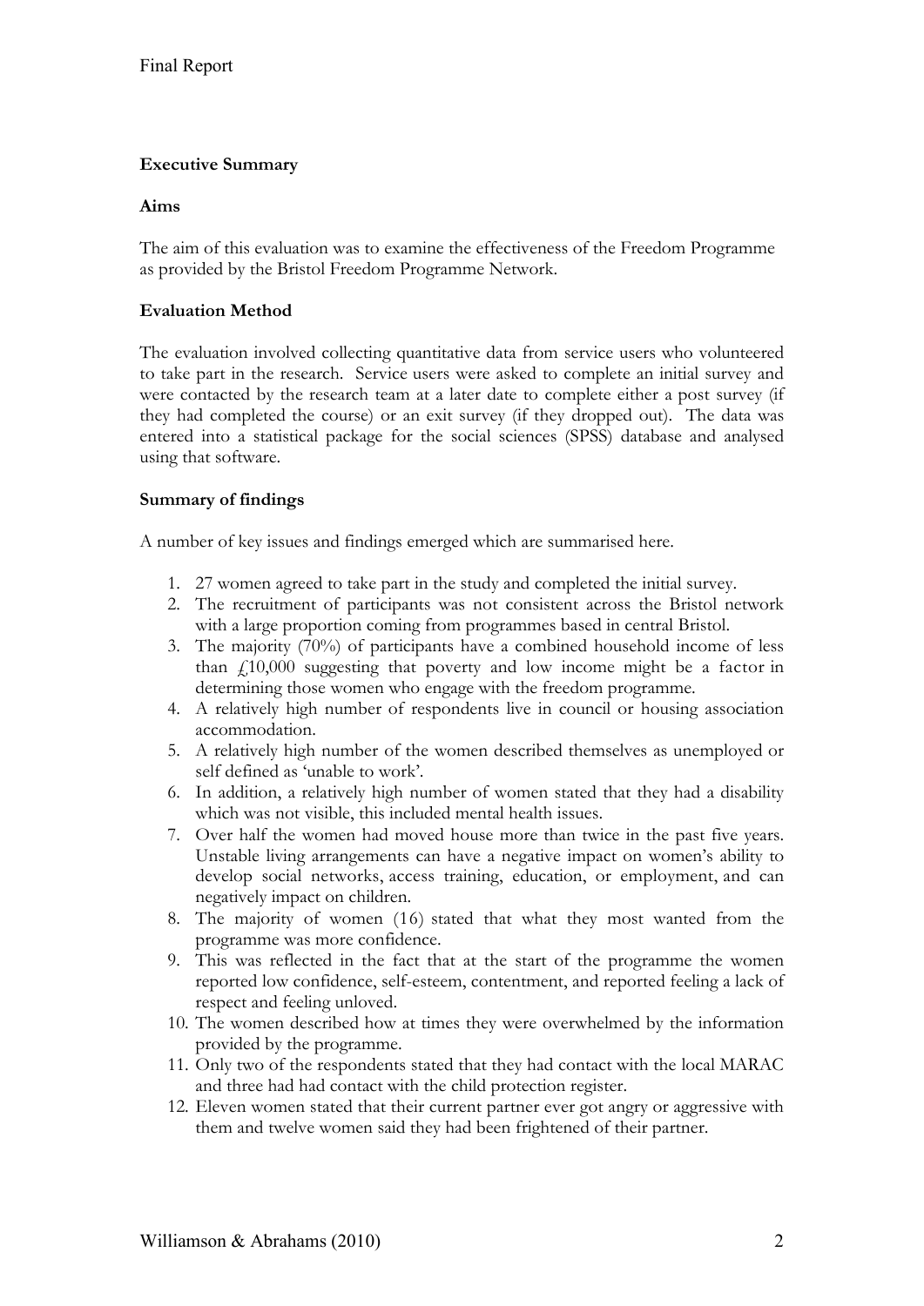## Executive Summary

### Aims

The aim of this evaluation was to examine the effectiveness of the Freedom Programme as provided by the Bristol Freedom Programme Network.

### Evaluation Method

The evaluation involved collecting quantitative data from service users who volunteered to take part in the research. Service users were asked to complete an initial survey and were contacted by the research team at a later date to complete either a post survey (if they had completed the course) or an exit survey (if they dropped out). The data was entered into a statistical package for the social sciences (SPSS) database and analysed using that software.

### Summary of findings

A number of key issues and findings emerged which are summarised here.

1. 27 women agreed to take part in the study and completed the initial survey.
2. The recruitment of participants was not consistent across the Bristol network with a large proportion coming from programmes based in central Bristol.
3. The majority (70%) of participants have a combined household income of less than £10,000 suggesting that poverty and low income might be a factor in determining those women who engage with the freedom programme.
4. A relatively high number of respondents live in council or housing association accommodation.
5. A relatively high number of the women described themselves as unemployed or self defined as 'unable to work'.
6. In addition, a relatively high number of women stated that they had a disability which was not visible, this included mental health issues.
7. Over half the women had moved house more than twice in the past five years. Unstable living arrangements can have a negative impact on women's ability to develop social networks, access training, education, or employment, and can negatively impact on children.
8. The majority of women (16) stated that what they most wanted from the programme was more confidence.
9. This was reflected in the fact that at the start of the programme the women reported low confidence, self-esteem, contentment, and reported feeling a lack of respect and feeling unloved.
10. The women described how at times they were overwhelmed by the information provided by the programme.
11. Only two of the respondents stated that they had contact with the local MARAC and three had had contact with the child protection register.
12. Eleven women stated that their current partner ever got angry or aggressive with them and twelve women said they had been frightened of their partner.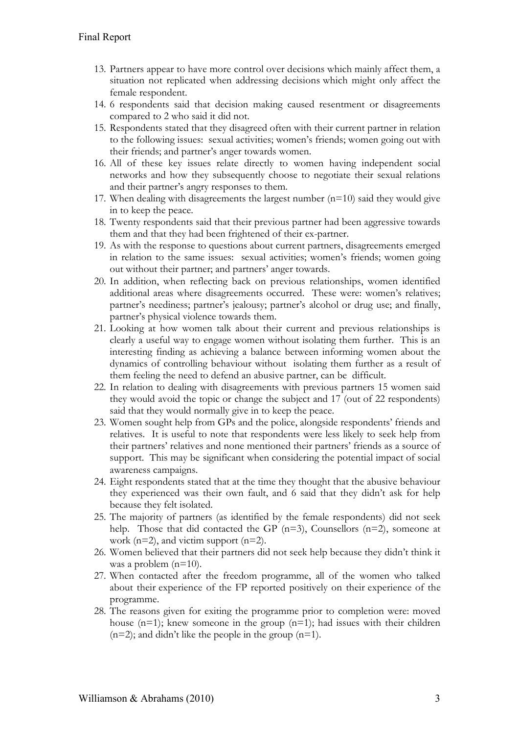13. Partners appear to have more control over decisions which mainly affect them, a situation not replicated when addressing decisions which might only affect the female respondent.
14. 6 respondents said that decision making caused resentment or disagreements compared to 2 who said it did not.
15. Respondents stated that they disagreed often with their current partner in relation to the following issues: sexual activities; women's friends; women going out with their friends; and partner's anger towards women.
16. All of these key issues relate directly to women having independent social networks and how they subsequently choose to negotiate their sexual relations and their partner's angry responses to them.
17. When dealing with disagreements the largest number (n=10) said they would give in to keep the peace.
18. Twenty respondents said that their previous partner had been aggressive towards them and that they had been frightened of their ex-partner.
19. As with the response to questions about current partners, disagreements emerged in relation to the same issues: sexual activities; women's friends; women going out without their partner; and partners' anger towards.
20. In addition, when reflecting back on previous relationships, women identified additional areas where disagreements occurred. These were: women's relatives; partner's neediness; partner's jealousy; partner's alcohol or drug use; and finally, partner's physical violence towards them.
21. Looking at how women talk about their current and previous relationships is clearly a useful way to engage women without isolating them further. This is an interesting finding as achieving a balance between informing women about the dynamics of controlling behaviour without isolating them further as a result of them feeling the need to defend an abusive partner, can be difficult.
22. In relation to dealing with disagreements with previous partners 15 women said they would avoid the topic or change the subject and 17 (out of 22 respondents) said that they would normally give in to keep the peace.
23. Women sought help from GPs and the police, alongside respondents' friends and relatives. It is useful to note that respondents were less likely to seek help from their partners' relatives and none mentioned their partners' friends as a source of support. This may be significant when considering the potential impact of social awareness campaigns.
24. Eight respondents stated that at the time they thought that the abusive behaviour they experienced was their own fault, and 6 said that they didn't ask for help because they felt isolated.
25. The majority of partners (as identified by the female respondents) did not seek help. Those that did contacted the GP (n=3), Counsellors (n=2), someone at work (n=2), and victim support (n=2).
26. Women believed that their partners did not seek help because they didn't think it was a problem (n=10).
27. When contacted after the freedom programme, all of the women who talked about their experience of the FP reported positively on their experience of the programme.
28. The reasons given for exiting the programme prior to completion were: moved house (n=1); knew someone in the group (n=1); had issues with their children (n=2); and didn't like the people in the group (n=1).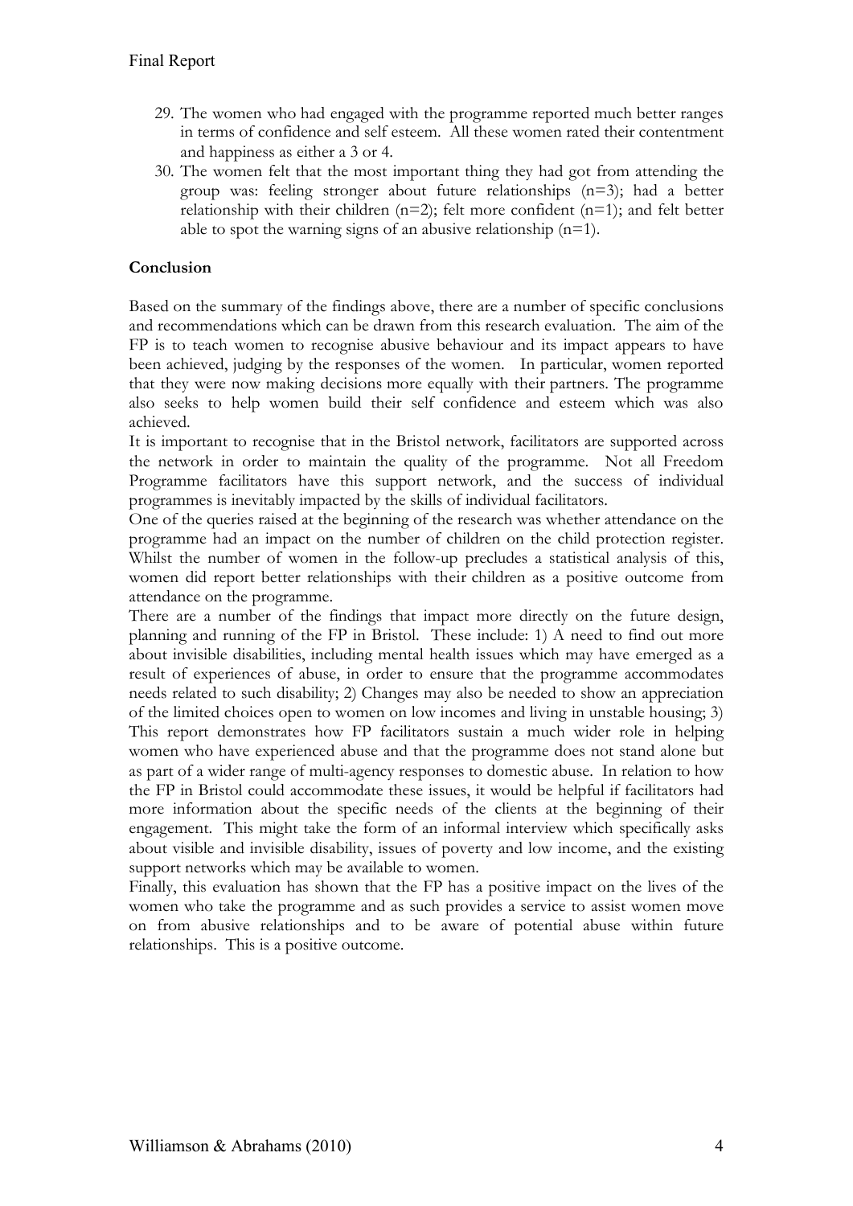29. The women who had engaged with the programme reported much better ranges in terms of confidence and self esteem. All these women rated their contentment and happiness as either a 3 or 4.
30. The women felt that the most important thing they had got from attending the group was: feeling stronger about future relationships (n=3); had a better relationship with their children (n=2); felt more confident (n=1); and felt better able to spot the warning signs of an abusive relationship (n=1).

**Conclusion**

Based on the summary of the findings above, there are a number of specific conclusions and recommendations which can be drawn from this research evaluation. The aim of the FP is to teach women to recognise abusive behaviour and its impact appears to have been achieved, judging by the responses of the women. In particular, women reported that they were now making decisions more equally with their partners. The programme also seeks to help women build their self confidence and esteem which was also achieved.

It is important to recognise that in the Bristol network, facilitators are supported across the network in order to maintain the quality of the programme. Not all Freedom Programme facilitators have this support network, and the success of individual programmes is inevitably impacted by the skills of individual facilitators.

One of the queries raised at the beginning of the research was whether attendance on the programme had an impact on the number of children on the child protection register. Whilst the number of women in the follow-up precludes a statistical analysis of this, women did report better relationships with their children as a positive outcome from attendance on the programme.

There are a number of the findings that impact more directly on the future design, planning and running of the FP in Bristol. These include: 1) A need to find out more about invisible disabilities, including mental health issues which may have emerged as a result of experiences of abuse, in order to ensure that the programme accommodates needs related to such disability; 2) Changes may also be needed to show an appreciation of the limited choices open to women on low incomes and living in unstable housing; 3) This report demonstrates how FP facilitators sustain a much wider role in helping women who have experienced abuse and that the programme does not stand alone but as part of a wider range of multi-agency responses to domestic abuse. In relation to how the FP in Bristol could accommodate these issues, it would be helpful if facilitators had more information about the specific needs of the clients at the beginning of their engagement. This might take the form of an informal interview which specifically asks about visible and invisible disability, issues of poverty and low income, and the existing support networks which may be available to women.

Finally, this evaluation has shown that the FP has a positive impact on the lives of the women who take the programme and as such provides a service to assist women move on from abusive relationships and to be aware of potential abuse within future relationships. This is a positive outcome.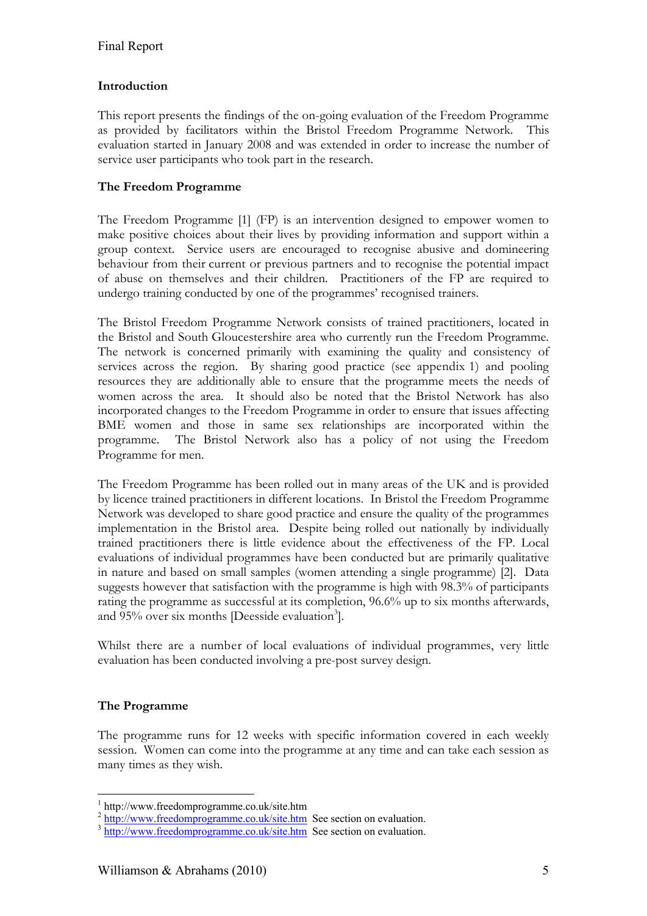## Introduction

This report presents the findings of the on-going evaluation of the Freedom Programme as provided by facilitators within the Bristol Freedom Programme Network. This evaluation started in January 2008 and was extended in order to increase the number of service user participants who took part in the research.

## The Freedom Programme

The Freedom Programme [1] (FP) is an intervention designed to empower women to make positive choices about their lives by providing information and support within a group context. Service users are encouraged to recognise abusive and domineering behaviour from their current or previous partners and to recognise the potential impact of abuse on themselves and their children. Practitioners of the FP are required to undergo training conducted by one of the programmes' recognised trainers.

The Bristol Freedom Programme Network consists of trained practitioners, located in the Bristol and South Gloucestershire area who currently run the Freedom Programme. The network is concerned primarily with examining the quality and consistency of services across the region. By sharing good practice (see appendix 1) and pooling resources they are additionally able to ensure that the programme meets the needs of women across the area. It should also be noted that the Bristol Network has also incorporated changes to the Freedom Programme in order to ensure that issues affecting BME women and those in same sex relationships are incorporated within the programme. The Bristol Network also has a policy of not using the Freedom Programme for men.

The Freedom Programme has been rolled out in many areas of the UK and is provided by licence trained practitioners in different locations. In Bristol the Freedom Programme Network was developed to share good practice and ensure the quality of the programmes implementation in the Bristol area. Despite being rolled out nationally by individually trained practitioners there is little evidence about the effectiveness of the FP. Local evaluations of individual programmes have been conducted but are primarily qualitative in nature and based on small samples (women attending a single programme) [2]. Data suggests however that satisfaction with the programme is high with 98.3% of participants rating the programme as successful at its completion, 96.6% up to six months afterwards, and 95% over six months [Deesside evaluation[3]].

Whilst there are a number of local evaluations of individual programmes, very little evaluation has been conducted involving a pre-post survey design.

## The Programme

The programme runs for 12 weeks with specific information covered in each weekly session. Women can come into the programme at any time and can take each session as many times as they wish.

---

[1] http://www.freedomprogramme.co.uk/site.htm

[2] http://www.freedomprogramme.co.uk/site.htm See section on evaluation.

[3] http://www.freedomprogramme.co.uk/site.htm See section on evaluation.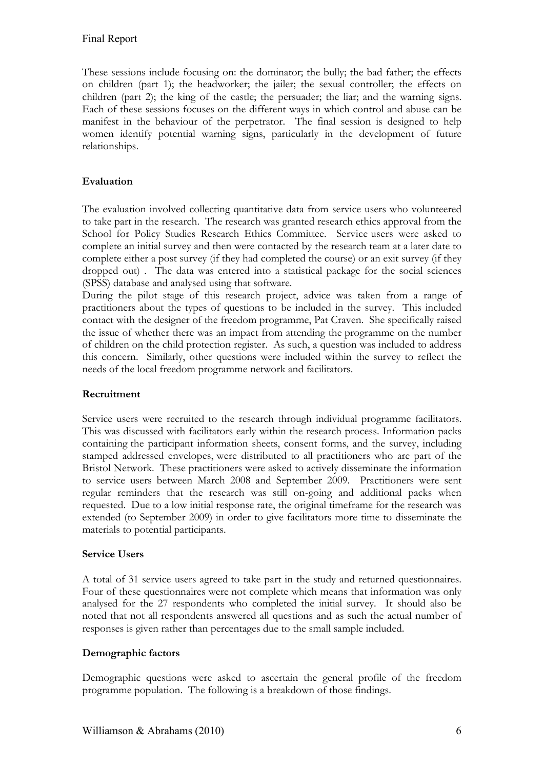These sessions include focusing on: the dominator; the bully; the bad father; the effects on children (part 1); the headworker; the jailer; the sexual controller; the effects on children (part 2); the king of the castle; the persuader; the liar; and the warning signs. Each of these sessions focuses on the different ways in which control and abuse can be manifest in the behaviour of the perpetrator. The final session is designed to help women identify potential warning signs, particularly in the development of future relationships.

**Evaluation**

The evaluation involved collecting quantitative data from service users who volunteered to take part in the research. The research was granted research ethics approval from the School for Policy Studies Research Ethics Committee. Service users were asked to complete an initial survey and then were contacted by the research team at a later date to complete either a post survey (if they had completed the course) or an exit survey (if they dropped out) . The data was entered into a statistical package for the social sciences (SPSS) database and analysed using that software.

During the pilot stage of this research project, advice was taken from a range of practitioners about the types of questions to be included in the survey. This included contact with the designer of the freedom programme, Pat Craven. She specifically raised the issue of whether there was an impact from attending the programme on the number of children on the child protection register. As such, a question was included to address this concern. Similarly, other questions were included within the survey to reflect the needs of the local freedom programme network and facilitators.

**Recruitment**

Service users were recruited to the research through individual programme facilitators. This was discussed with facilitators early within the research process. Information packs containing the participant information sheets, consent forms, and the survey, including stamped addressed envelopes, were distributed to all practitioners who are part of the Bristol Network. These practitioners were asked to actively disseminate the information to service users between March 2008 and September 2009. Practitioners were sent regular reminders that the research was still on-going and additional packs when requested. Due to a low initial response rate, the original timeframe for the research was extended (to September 2009) in order to give facilitators more time to disseminate the materials to potential participants.

**Service Users**

A total of 31 service users agreed to take part in the study and returned questionnaires. Four of these questionnaires were not complete which means that information was only analysed for the 27 respondents who completed the initial survey. It should also be noted that not all respondents answered all questions and as such the actual number of responses is given rather than percentages due to the small sample included.

**Demographic factors**

Demographic questions were asked to ascertain the general profile of the freedom programme population. The following is a breakdown of those findings.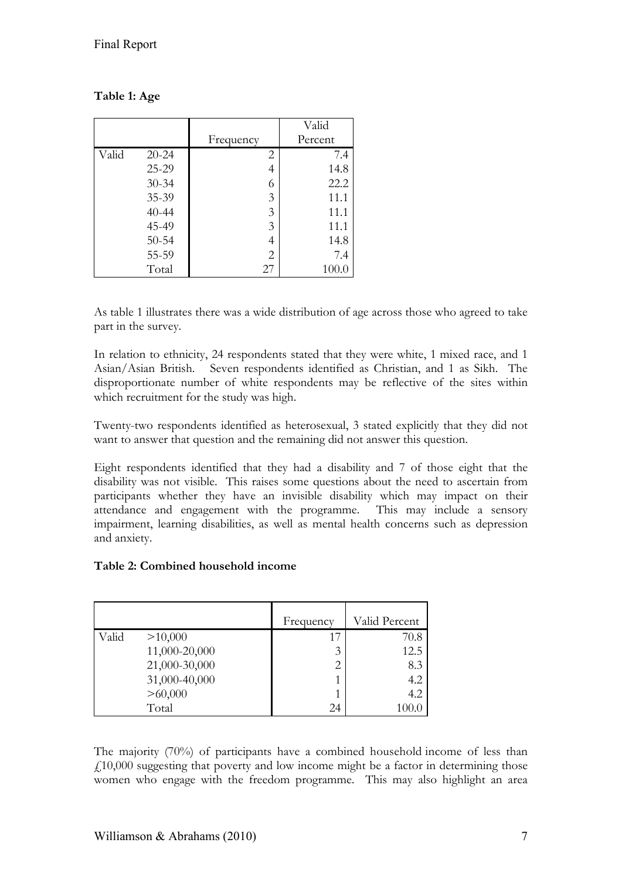**Table 1: Age**

| | | Frequency | Valid Percent |
|---|---|---|---|
| Valid | 20-24 | 2 | 7.4 |
| | 25-29 | 4 | 14.8 |
| | 30-34 | 6 | 22.2 |
| | 35-39 | 3 | 11.1 |
| | 40-44 | 3 | 11.1 |
| | 45-49 | 3 | 11.1 |
| | 50-54 | 4 | 14.8 |
| | 55-59 | 2 | 7.4 |
| | Total | 27 | 100.0 |

As table 1 illustrates there was a wide distribution of age across those who agreed to take part in the survey.

In relation to ethnicity, 24 respondents stated that they were white, 1 mixed race, and 1 Asian/Asian British. Seven respondents identified as Christian, and 1 as Sikh. The disproportionate number of white respondents may be reflective of the sites within which recruitment for the study was high.

Twenty-two respondents identified as heterosexual, 3 stated explicitly that they did not want to answer that question and the remaining did not answer this question.

Eight respondents identified that they had a disability and 7 of those eight that the disability was not visible. This raises some questions about the need to ascertain from participants whether they have an invisible disability which may impact on their attendance and engagement with the programme. This may include a sensory impairment, learning disabilities, as well as mental health concerns such as depression and anxiety.

**Table 2: Combined household income**

| | | Frequency | Valid Percent |
|---|---|---|---|
| Valid | >10,000 | 17 | 70.8 |
| | 11,000-20,000 | 3 | 12.5 |
| | 21,000-30,000 | 2 | 8.3 |
| | 31,000-40,000 | 1 | 4.2 |
| | >60,000 | 1 | 4.2 |
| | Total | 24 | 100.0 |

The majority (70%) of participants have a combined household income of less than £10,000 suggesting that poverty and low income might be a factor in determining those women who engage with the freedom programme. This may also highlight an area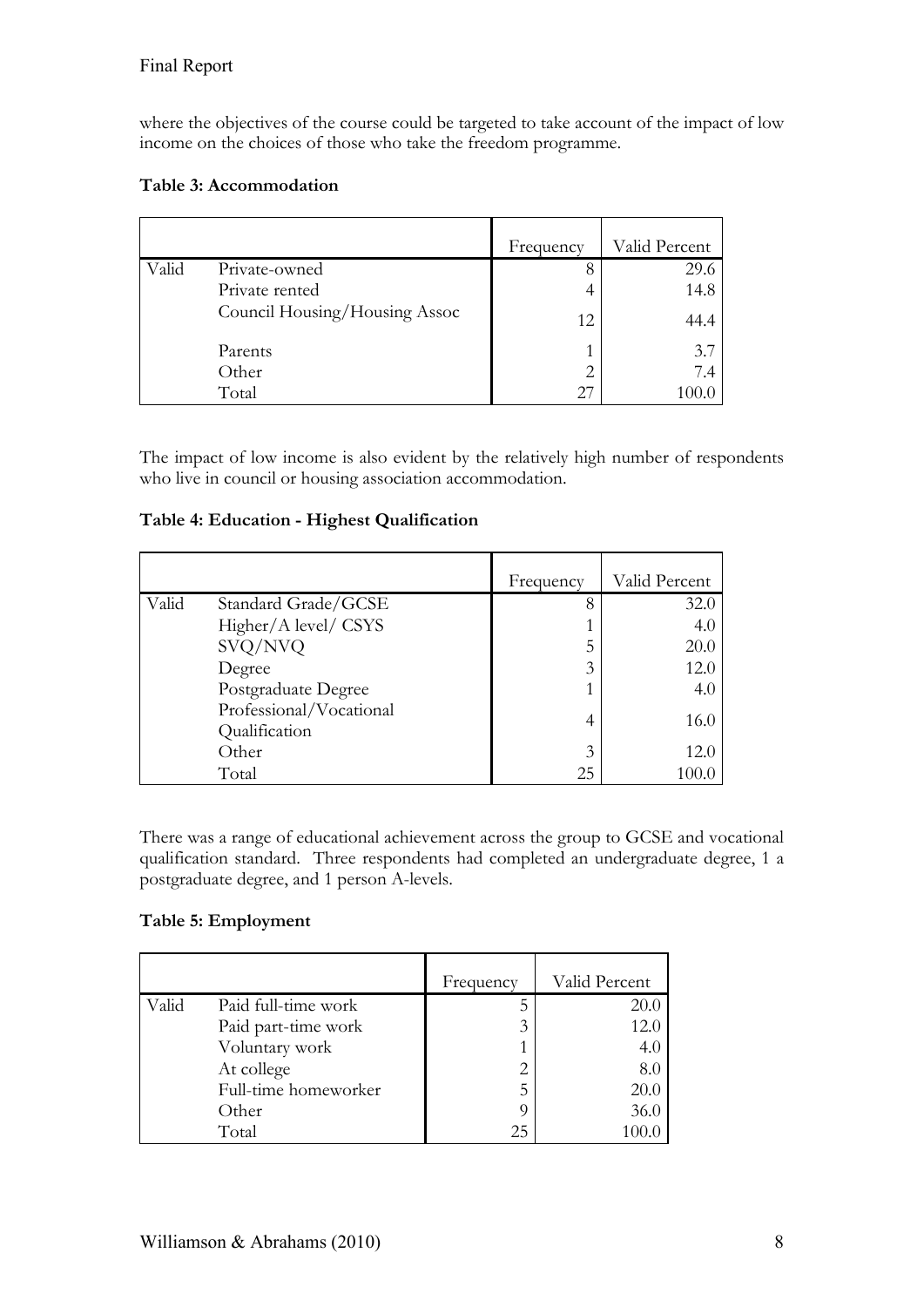where the objectives of the course could be targeted to take account of the impact of low income on the choices of those who take the freedom programme.

**Table 3: Accommodation**

| | | Frequency | Valid Percent |
|---|---|---|---|
| Valid | Private-owned | 8 | 29.6 |
| | Private rented | 4 | 14.8 |
| | Council Housing/Housing Assoc | 12 | 44.4 |
| | Parents | 1 | 3.7 |
| | Other | 2 | 7.4 |
| | Total | 27 | 100.0 |

The impact of low income is also evident by the relatively high number of respondents who live in council or housing association accommodation.

**Table 4: Education - Highest Qualification**

| | | Frequency | Valid Percent |
|---|---|---|---|
| Valid | Standard Grade/GCSE | 8 | 32.0 |
| | Higher/A level/ CSYS | 1 | 4.0 |
| | SVQ/NVQ | 5 | 20.0 |
| | Degree | 3 | 12.0 |
| | Postgraduate Degree | 1 | 4.0 |
| | Professional/Vocational Qualification | 4 | 16.0 |
| | Other | 3 | 12.0 |
| | Total | 25 | 100.0 |

There was a range of educational achievement across the group to GCSE and vocational qualification standard. Three respondents had completed an undergraduate degree, 1 a postgraduate degree, and 1 person A-levels.

**Table 5: Employment**

| | | Frequency | Valid Percent |
|---|---|---|---|
| Valid | Paid full-time work | 5 | 20.0 |
| | Paid part-time work | 3 | 12.0 |
| | Voluntary work | 1 | 4.0 |
| | At college | 2 | 8.0 |
| | Full-time homeworker | 5 | 20.0 |
| | Other | 9 | 36.0 |
| | Total | 25 | 100.0 |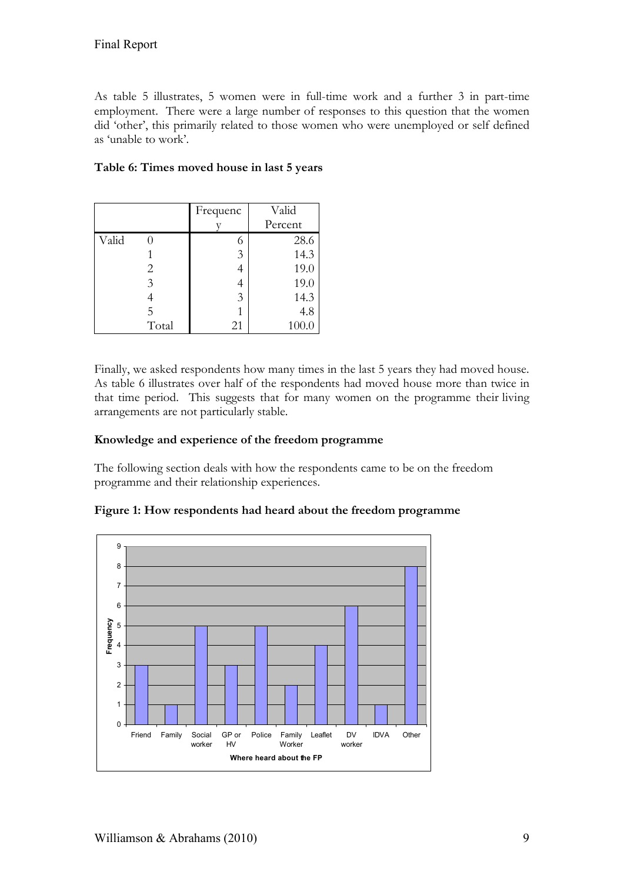As table 5 illustrates, 5 women were in full-time work and a further 3 in part-time employment. There were a large number of responses to this question that the women did 'other', this primarily related to those women who were unemployed or self defined as 'unable to work'.

**Table 6: Times moved house in last 5 years**

| | | Frequency | Valid Percent |
|---|---|---|---|
| Valid | 0 | 6 | 28.6 |
| | 1 | 3 | 14.3 |
| | 2 | 4 | 19.0 |
| | 3 | 4 | 19.0 |
| | 4 | 3 | 14.3 |
| | 5 | 1 | 4.8 |
| | Total | 21 | 100.0 |

Finally, we asked respondents how many times in the last 5 years they had moved house. As table 6 illustrates over half of the respondents had moved house more than twice in that time period. This suggests that for many women on the programme their living arrangements are not particularly stable.

### Knowledge and experience of the freedom programme

The following section deals with how the respondents came to be on the freedom programme and their relationship experiences.

**Figure 1: How respondents had heard about the freedom programme**

| Where heard about the FP | Frequency |
|---|---|
| Friend | 3 |
| Family | 1 |
| Social worker | 5 |
| GP or HV | 3 |
| Police | 5 |
| Family Worker | 2 |
| Leaflet | 4 |
| DV worker | 6 |
| IDVA | 1 |
| Other | 8 |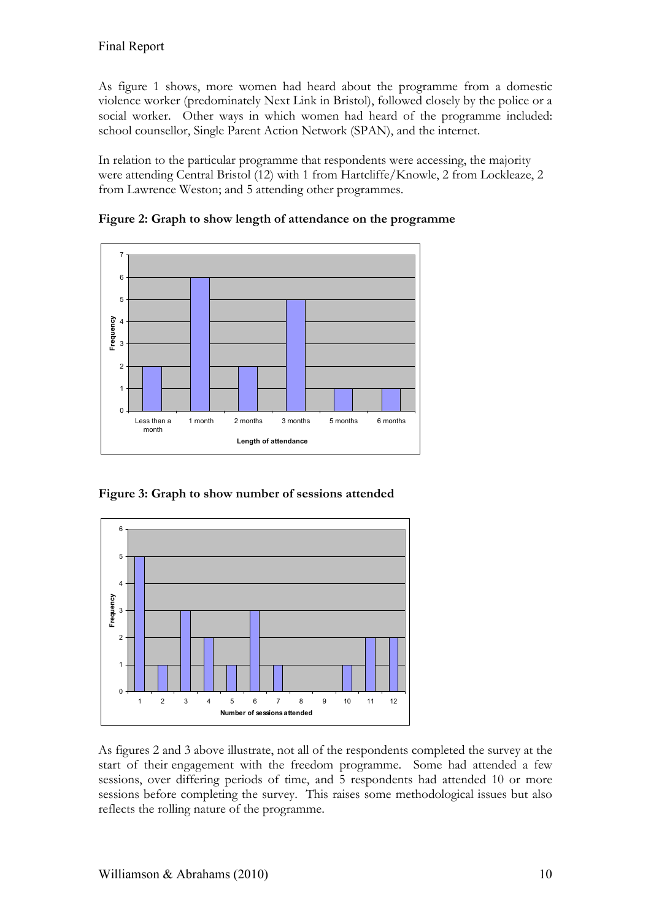As figure 1 shows, more women had heard about the programme from a domestic violence worker (predominately Next Link in Bristol), followed closely by the police or a social worker. Other ways in which women had heard of the programme included: school counsellor, Single Parent Action Network (SPAN), and the internet.

In relation to the particular programme that respondents were accessing, the majority were attending Central Bristol (12) with 1 from Hartcliffe/Knowle, 2 from Lockleaze, 2 from Lawrence Weston; and 5 attending other programmes.

**Figure 2: Graph to show length of attendance on the programme**

**Figure 3: Graph to show number of sessions attended**

As figures 2 and 3 above illustrate, not all of the respondents completed the survey at the start of their engagement with the freedom programme. Some had attended a few sessions, over differing periods of time, and 5 respondents had attended 10 or more sessions before completing the survey. This raises some methodological issues but also reflects the rolling nature of the programme.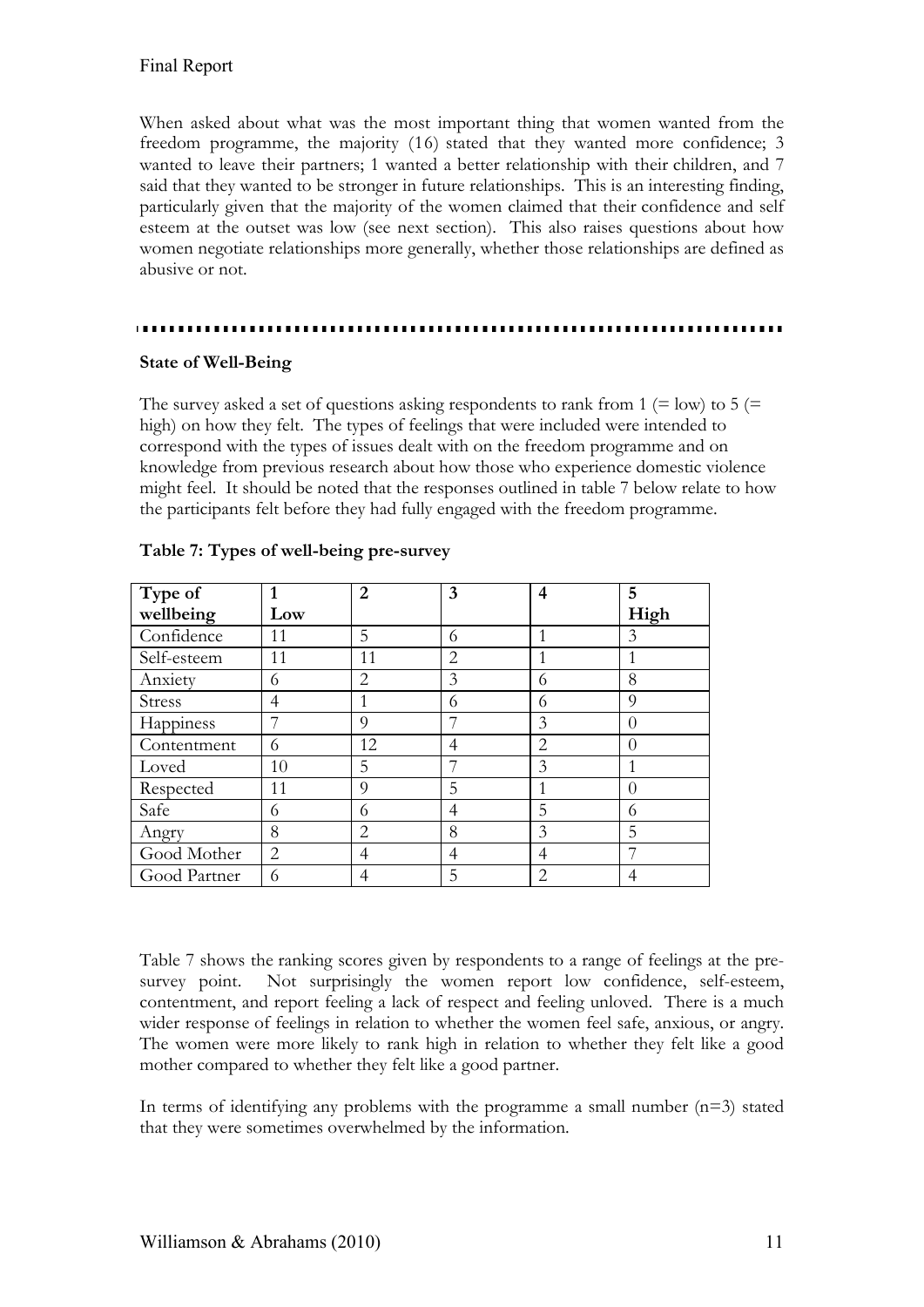When asked about what was the most important thing that women wanted from the freedom programme, the majority (16) stated that they wanted more confidence; 3 wanted to leave their partners; 1 wanted a better relationship with their children, and 7 said that they wanted to be stronger in future relationships. This is an interesting finding, particularly given that the majority of the women claimed that their confidence and self esteem at the outset was low (see next section). This also raises questions about how women negotiate relationships more generally, whether those relationships are defined as abusive or not.

---

**State of Well-Being**

The survey asked a set of questions asking respondents to rank from 1 (= low) to 5 (= high) on how they felt. The types of feelings that were included were intended to correspond with the types of issues dealt with on the freedom programme and on knowledge from previous research about how those who experience domestic violence might feel. It should be noted that the responses outlined in table 7 below relate to how the participants felt before they had fully engaged with the freedom programme.

**Table 7: Types of well-being pre-survey**

| Type of wellbeing | 1 Low | 2 | 3 | 4 | 5 High |
|---|---|---|---|---|---|
| Confidence | 11 | 5 | 6 | 1 | 3 |
| Self-esteem | 11 | 11 | 2 | 1 | 1 |
| Anxiety | 6 | 2 | 3 | 6 | 8 |
| Stress | 4 | 1 | 6 | 6 | 9 |
| Happiness | 7 | 9 | 7 | 3 | 0 |
| Contentment | 6 | 12 | 4 | 2 | 0 |
| Loved | 10 | 5 | 7 | 3 | 1 |
| Respected | 11 | 9 | 5 | 1 | 0 |
| Safe | 6 | 6 | 4 | 5 | 6 |
| Angry | 8 | 2 | 8 | 3 | 5 |
| Good Mother | 2 | 4 | 4 | 4 | 7 |
| Good Partner | 6 | 4 | 5 | 2 | 4 |

Table 7 shows the ranking scores given by respondents to a range of feelings at the pre-survey point. Not surprisingly the women report low confidence, self-esteem, contentment, and report feeling a lack of respect and feeling unloved. There is a much wider response of feelings in relation to whether the women feel safe, anxious, or angry. The women were more likely to rank high in relation to whether they felt like a good mother compared to whether they felt like a good partner.

In terms of identifying any problems with the programme a small number (n=3) stated that they were sometimes overwhelmed by the information.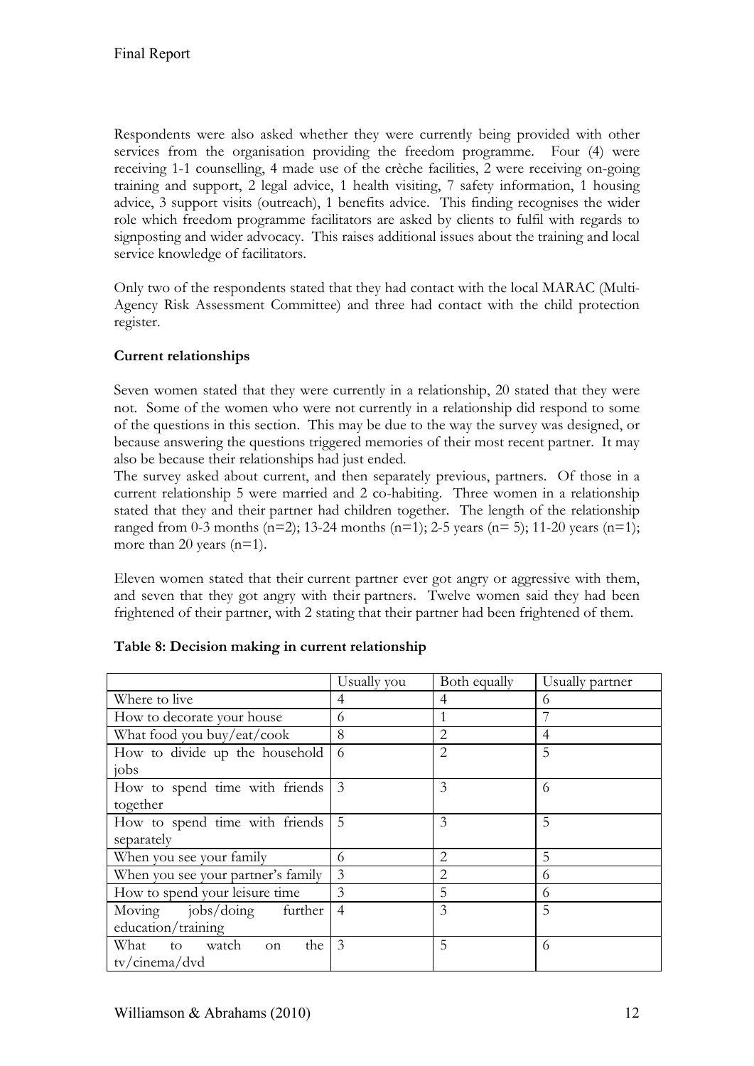Respondents were also asked whether they were currently being provided with other services from the organisation providing the freedom programme. Four (4) were receiving 1-1 counselling, 4 made use of the crèche facilities, 2 were receiving on-going training and support, 2 legal advice, 1 health visiting, 7 safety information, 1 housing advice, 3 support visits (outreach), 1 benefits advice. This finding recognises the wider role which freedom programme facilitators are asked by clients to fulfil with regards to signposting and wider advocacy. This raises additional issues about the training and local service knowledge of facilitators.

Only two of the respondents stated that they had contact with the local MARAC (Multi-Agency Risk Assessment Committee) and three had contact with the child protection register.

**Current relationships**

Seven women stated that they were currently in a relationship, 20 stated that they were not. Some of the women who were not currently in a relationship did respond to some of the questions in this section. This may be due to the way the survey was designed, or because answering the questions triggered memories of their most recent partner. It may also be because their relationships had just ended.

The survey asked about current, and then separately previous, partners. Of those in a current relationship 5 were married and 2 co-habiting. Three women in a relationship stated that they and their partner had children together. The length of the relationship ranged from 0-3 months (n=2); 13-24 months (n=1); 2-5 years (n= 5); 11-20 years (n=1); more than 20 years (n=1).

Eleven women stated that their current partner ever got angry or aggressive with them, and seven that they got angry with their partners. Twelve women said they had been frightened of their partner, with 2 stating that their partner had been frightened of them.

**Table 8: Decision making in current relationship**

| | Usually you | Both equally | Usually partner |
|---|---|---|---|
| Where to live | 4 | 4 | 6 |
| How to decorate your house | 6 | 1 | 7 |
| What food you buy/eat/cook | 8 | 2 | 4 |
| How to divide up the household jobs | 6 | 2 | 5 |
| How to spend time with friends together | 3 | 3 | 6 |
| How to spend time with friends separately | 5 | 3 | 5 |
| When you see your family | 6 | 2 | 5 |
| When you see your partner's family | 3 | 2 | 6 |
| How to spend your leisure time | 3 | 5 | 6 |
| Moving jobs/doing further education/training | 4 | 3 | 5 |
| What to watch on the tv/cinema/dvd | 3 | 5 | 6 |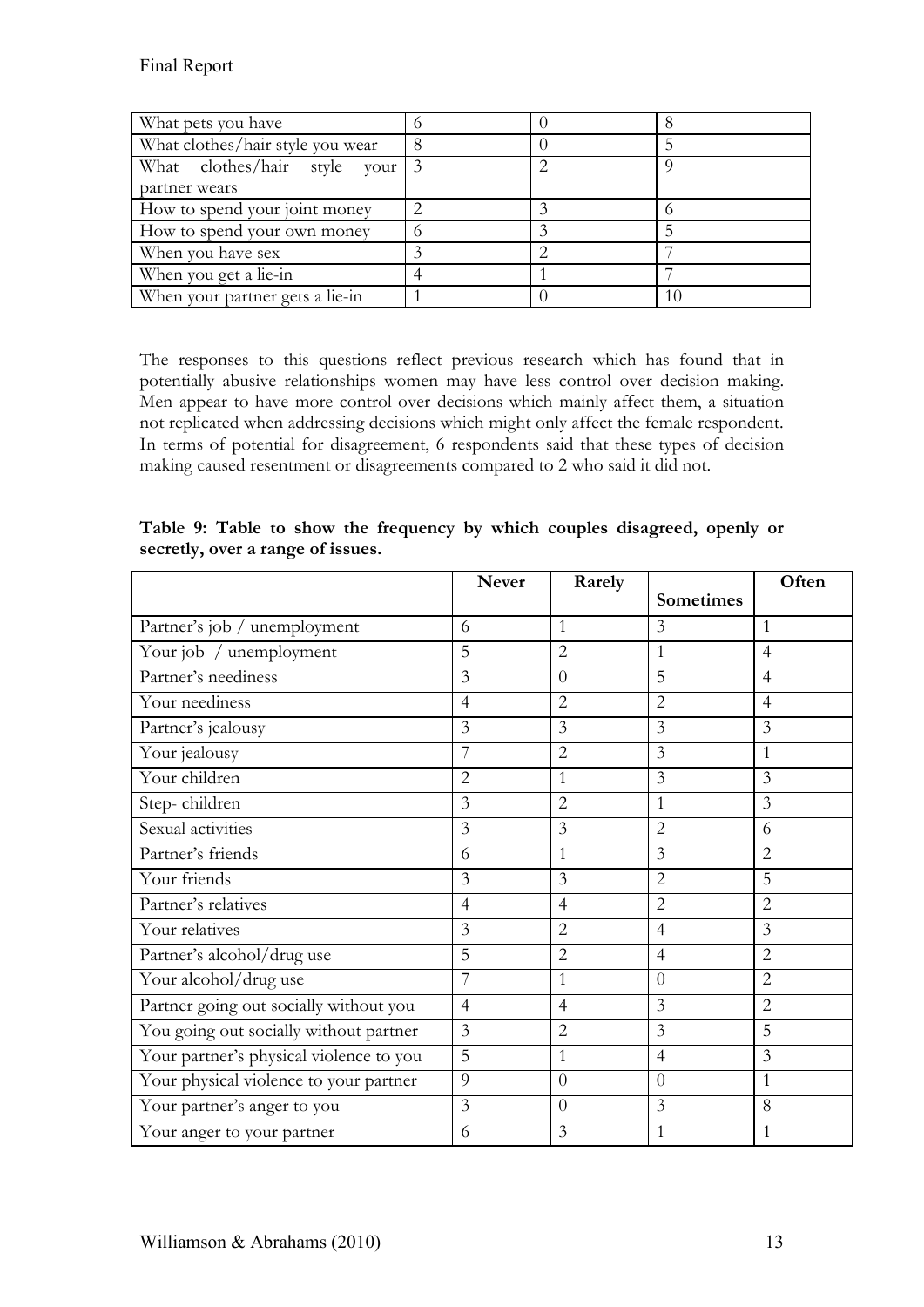| | | | |
|---|---|---|---|
| What pets you have | 6 | 0 | 8 |
| What clothes/hair style you wear | 8 | 0 | 5 |
| What clothes/hair style your partner wears | 3 | 2 | 9 |
| How to spend your joint money | 2 | 3 | 6 |
| How to spend your own money | 6 | 3 | 5 |
| When you have sex | 3 | 2 | 7 |
| When you get a lie-in | 4 | 1 | 7 |
| When your partner gets a lie-in | 1 | 0 | 10 |

The responses to this questions reflect previous research which has found that in potentially abusive relationships women may have less control over decision making. Men appear to have more control over decisions which mainly affect them, a situation not replicated when addressing decisions which might only affect the female respondent. In terms of potential for disagreement, 6 respondents said that these types of decision making caused resentment or disagreements compared to 2 who said it did not.

**Table 9: Table to show the frequency by which couples disagreed, openly or secretly, over a range of issues.**

| | Never | Rarely | Sometimes | Often |
|---|---|---|---|---|
| Partner's job / unemployment | 6 | 1 | 3 | 1 |
| Your job / unemployment | 5 | 2 | 1 | 4 |
| Partner's neediness | 3 | 0 | 5 | 4 |
| Your neediness | 4 | 2 | 2 | 4 |
| Partner's jealousy | 3 | 3 | 3 | 3 |
| Your jealousy | 7 | 2 | 3 | 1 |
| Your children | 2 | 1 | 3 | 3 |
| Step- children | 3 | 2 | 1 | 3 |
| Sexual activities | 3 | 3 | 2 | 6 |
| Partner's friends | 6 | 1 | 3 | 2 |
| Your friends | 3 | 3 | 2 | 5 |
| Partner's relatives | 4 | 4 | 2 | 2 |
| Your relatives | 3 | 2 | 4 | 3 |
| Partner's alcohol/drug use | 5 | 2 | 4 | 2 |
| Your alcohol/drug use | 7 | 1 | 0 | 2 |
| Partner going out socially without you | 4 | 4 | 3 | 2 |
| You going out socially without partner | 3 | 2 | 3 | 5 |
| Your partner's physical violence to you | 5 | 1 | 4 | 3 |
| Your physical violence to your partner | 9 | 0 | 0 | 1 |
| Your partner's anger to you | 3 | 0 | 3 | 8 |
| Your anger to your partner | 6 | 3 | 1 | 1 |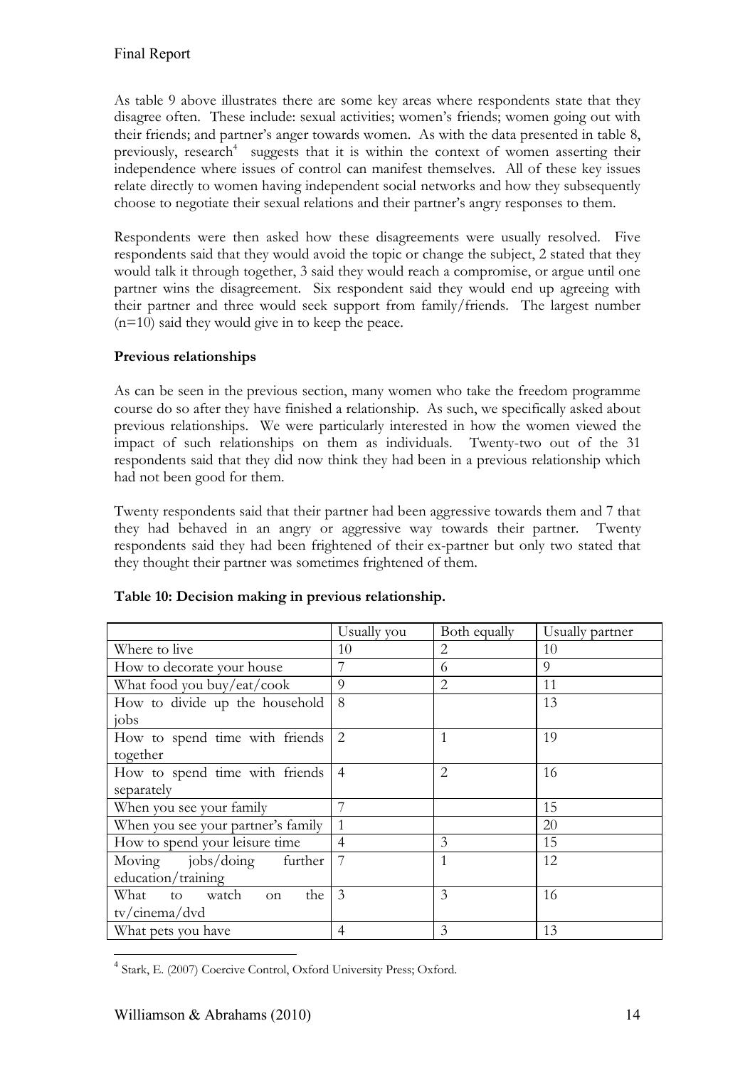As table 9 above illustrates there are some key areas where respondents state that they disagree often. These include: sexual activities; women's friends; women going out with their friends; and partner's anger towards women. As with the data presented in table 8, previously, research[4] suggests that it is within the context of women asserting their independence where issues of control can manifest themselves. All of these key issues relate directly to women having independent social networks and how they subsequently choose to negotiate their sexual relations and their partner's angry responses to them.

Respondents were then asked how these disagreements were usually resolved. Five respondents said that they would avoid the topic or change the subject, 2 stated that they would talk it through together, 3 said they would reach a compromise, or argue until one partner wins the disagreement. Six respondent said they would end up agreeing with their partner and three would seek support from family/friends. The largest number (n=10) said they would give in to keep the peace.

**Previous relationships**

As can be seen in the previous section, many women who take the freedom programme course do so after they have finished a relationship. As such, we specifically asked about previous relationships. We were particularly interested in how the women viewed the impact of such relationships on them as individuals. Twenty-two out of the 31 respondents said that they did now think they had been in a previous relationship which had not been good for them.

Twenty respondents said that their partner had been aggressive towards them and 7 that they had behaved in an angry or aggressive way towards their partner. Twenty respondents said they had been frightened of their ex-partner but only two stated that they thought their partner was sometimes frightened of them.

**Table 10: Decision making in previous relationship.**

| | Usually you | Both equally | Usually partner |
|---|---|---|---|
| Where to live | 10 | 2 | 10 |
| How to decorate your house | 7 | 6 | 9 |
| What food you buy/eat/cook | 9 | 2 | 11 |
| How to divide up the household jobs | 8 | | 13 |
| How to spend time with friends together | 2 | 1 | 19 |
| How to spend time with friends separately | 4 | 2 | 16 |
| When you see your family | 7 | | 15 |
| When you see your partner's family | 1 | | 20 |
| How to spend your leisure time | 4 | 3 | 15 |
| Moving jobs/doing further education/training | 7 | 1 | 12 |
| What to watch on the tv/cinema/dvd | 3 | 3 | 16 |
| What pets you have | 4 | 3 | 13 |

[4] Stark, E. (2007) Coercive Control, Oxford University Press; Oxford.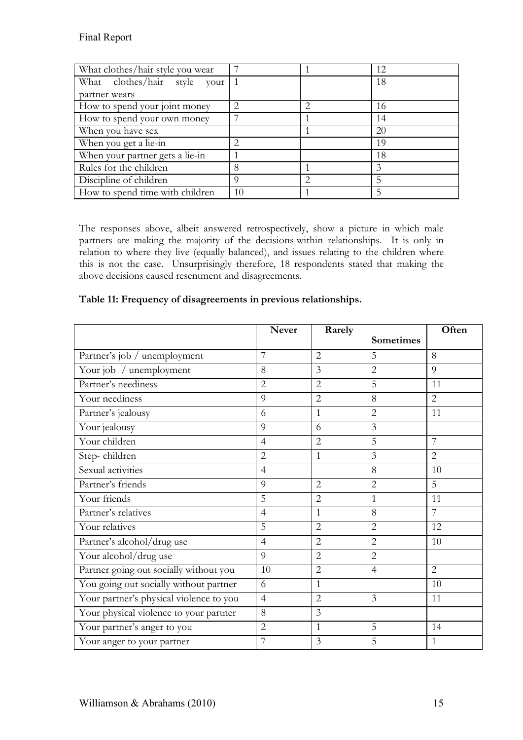| | | | |
|---|---|---|---|
| What clothes/hair style you wear | 7 | 1 | 12 |
| What clothes/hair style your partner wears | 1 | | 18 |
| How to spend your joint money | 2 | 2 | 16 |
| How to spend your own money | 7 | 1 | 14 |
| When you have sex | | 1 | 20 |
| When you get a lie-in | 2 | | 19 |
| When your partner gets a lie-in | 1 | | 18 |
| Rules for the children | 8 | 1 | 3 |
| Discipline of children | 9 | 2 | 5 |
| How to spend time with children | 10 | 1 | 5 |

The responses above, albeit answered retrospectively, show a picture in which male partners are making the majority of the decisions within relationships. It is only in relation to where they live (equally balanced), and issues relating to the children where this is not the case. Unsurprisingly therefore, 18 respondents stated that making the above decisions caused resentment and disagreements.

**Table 11: Frequency of disagreements in previous relationships.**

| | Never | Rarely | Sometimes | Often |
|---|---|---|---|---|
| Partner's job / unemployment | 7 | 2 | 5 | 8 |
| Your job / unemployment | 8 | 3 | 2 | 9 |
| Partner's neediness | 2 | 2 | 5 | 11 |
| Your neediness | 9 | 2 | 8 | 2 |
| Partner's jealousy | 6 | 1 | 2 | 11 |
| Your jealousy | 9 | 6 | 3 | |
| Your children | 4 | 2 | 5 | 7 |
| Step- children | 2 | 1 | 3 | 2 |
| Sexual activities | 4 | | 8 | 10 |
| Partner's friends | 9 | 2 | 2 | 5 |
| Your friends | 5 | 2 | 1 | 11 |
| Partner's relatives | 4 | 1 | 8 | 7 |
| Your relatives | 5 | 2 | 2 | 12 |
| Partner's alcohol/drug use | 4 | 2 | 2 | 10 |
| Your alcohol/drug use | 9 | 2 | 2 | |
| Partner going out socially without you | 10 | 2 | 4 | 2 |
| You going out socially without partner | 6 | 1 | | 10 |
| Your partner's physical violence to you | 4 | 2 | 3 | 11 |
| Your physical violence to your partner | 8 | 3 | | |
| Your partner's anger to you | 2 | 1 | 5 | 14 |
| Your anger to your partner | 7 | 3 | 5 | 1 |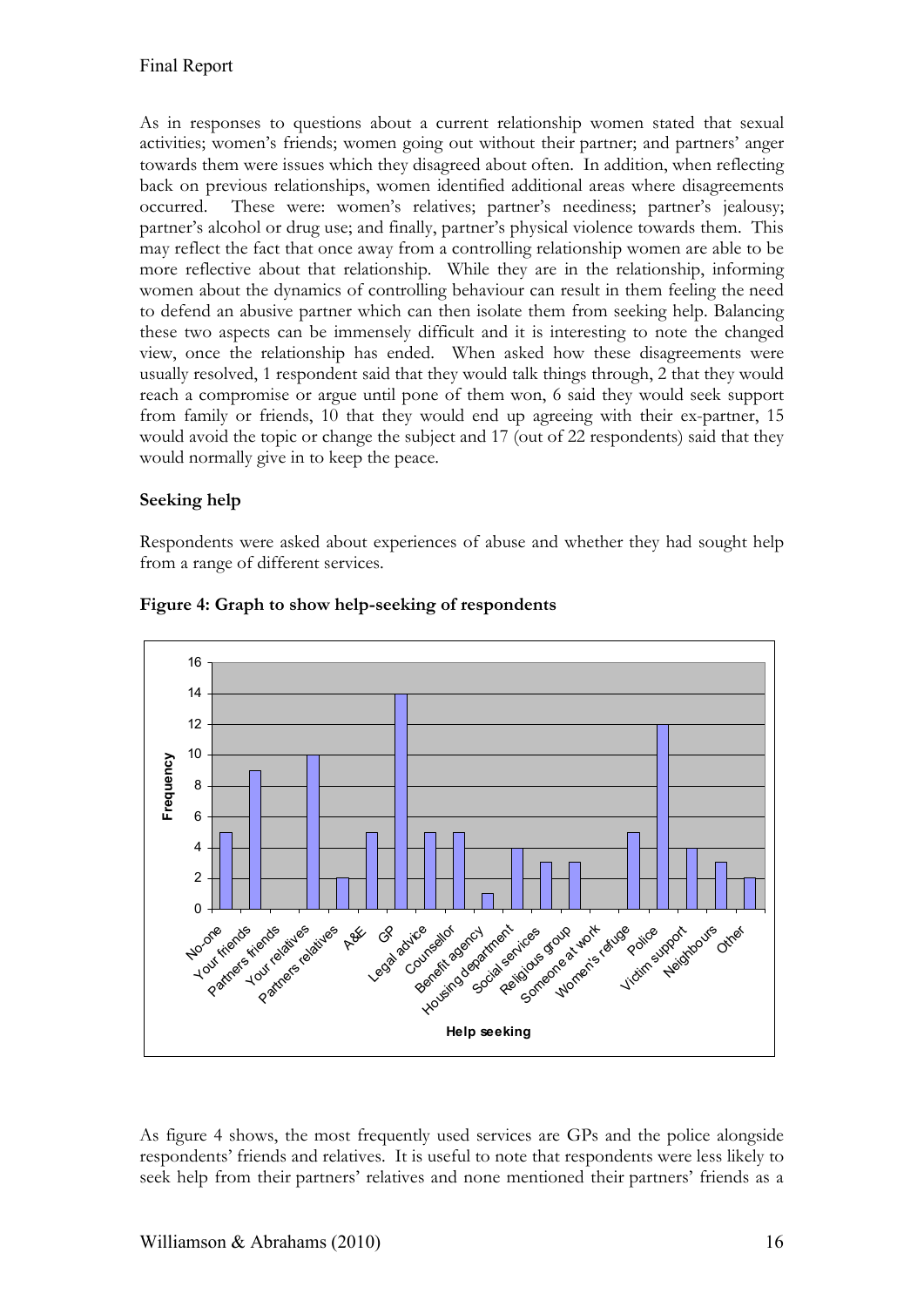As in responses to questions about a current relationship women stated that sexual activities; women's friends; women going out without their partner; and partners' anger towards them were issues which they disagreed about often. In addition, when reflecting back on previous relationships, women identified additional areas where disagreements occurred. These were: women's relatives; partner's neediness; partner's jealousy; partner's alcohol or drug use; and finally, partner's physical violence towards them. This may reflect the fact that once away from a controlling relationship women are able to be more reflective about that relationship. While they are in the relationship, informing women about the dynamics of controlling behaviour can result in them feeling the need to defend an abusive partner which can then isolate them from seeking help. Balancing these two aspects can be immensely difficult and it is interesting to note the changed view, once the relationship has ended. When asked how these disagreements were usually resolved, 1 respondent said that they would talk things through, 2 that they would reach a compromise or argue until pone of them won, 6 said they would seek support from family or friends, 10 that they would end up agreeing with their ex-partner, 15 would avoid the topic or change the subject and 17 (out of 22 respondents) said that they would normally give in to keep the peace.

**Seeking help**

Respondents were asked about experiences of abuse and whether they had sought help from a range of different services.

**Figure 4: Graph to show help-seeking of respondents**

| Help seeking | Frequency |
|---|---|
| No-one | 5 |
| Your friends | 9 |
| Partners friends | 0 |
| Your relatives | 10 |
| Partners relatives | 2 |
| A&E | 5 |
| GP | 14 |
| Legal advice | 5 |
| Counsellor | 5 |
| Benefit agency | 1 |
| Housing department | 4 |
| Social services | 3 |
| Religious group | 3 |
| Someone at work | 0 |
| Women's refuge | 5 |
| Police | 12 |
| Victim support | 4 |
| Neighbours | 3 |
| Other | 2 |

As figure 4 shows, the most frequently used services are GPs and the police alongside respondents' friends and relatives. It is useful to note that respondents were less likely to seek help from their partners' relatives and none mentioned their partners' friends as a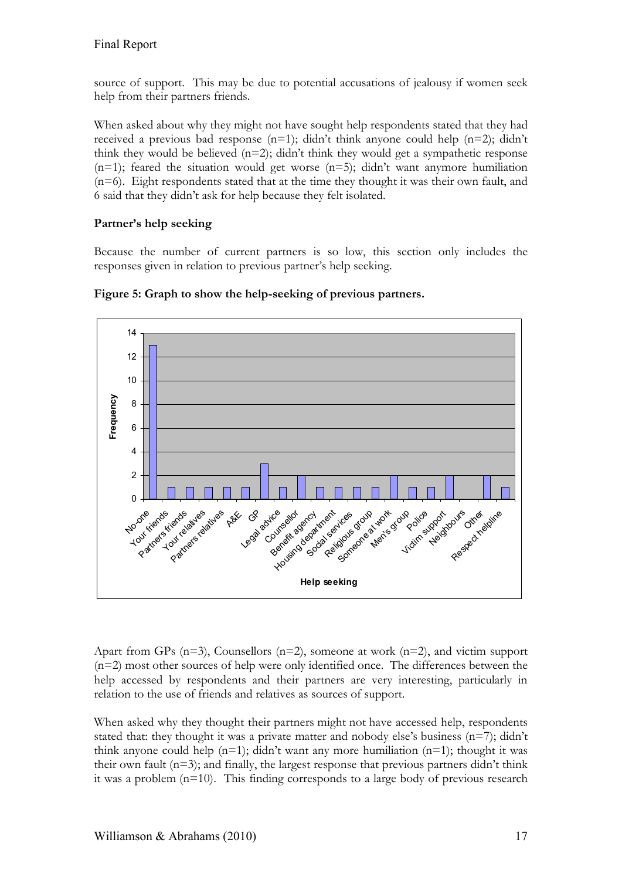source of support. This may be due to potential accusations of jealousy if women seek help from their partners friends.

When asked about why they might not have sought help respondents stated that they had received a previous bad response (n=1); didn't think anyone could help (n=2); didn't think they would be believed (n=2); didn't think they would get a sympathetic response (n=1); feared the situation would get worse (n=5); didn't want anymore humiliation (n=6). Eight respondents stated that at the time they thought it was their own fault, and 6 said that they didn't ask for help because they felt isolated.

**Partner's help seeking**

Because the number of current partners is so low, this section only includes the responses given in relation to previous partner's help seeking.

**Figure 5: Graph to show the help-seeking of previous partners.**

Apart from GPs (n=3), Counsellors (n=2), someone at work (n=2), and victim support (n=2) most other sources of help were only identified once. The differences between the help accessed by respondents and their partners are very interesting, particularly in relation to the use of friends and relatives as sources of support.

When asked why they thought their partners might not have accessed help, respondents stated that: they thought it was a private matter and nobody else's business (n=7); didn't think anyone could help (n=1); didn't want any more humiliation (n=1); thought it was their own fault (n=3); and finally, the largest response that previous partners didn't think it was a problem (n=10). This finding corresponds to a large body of previous research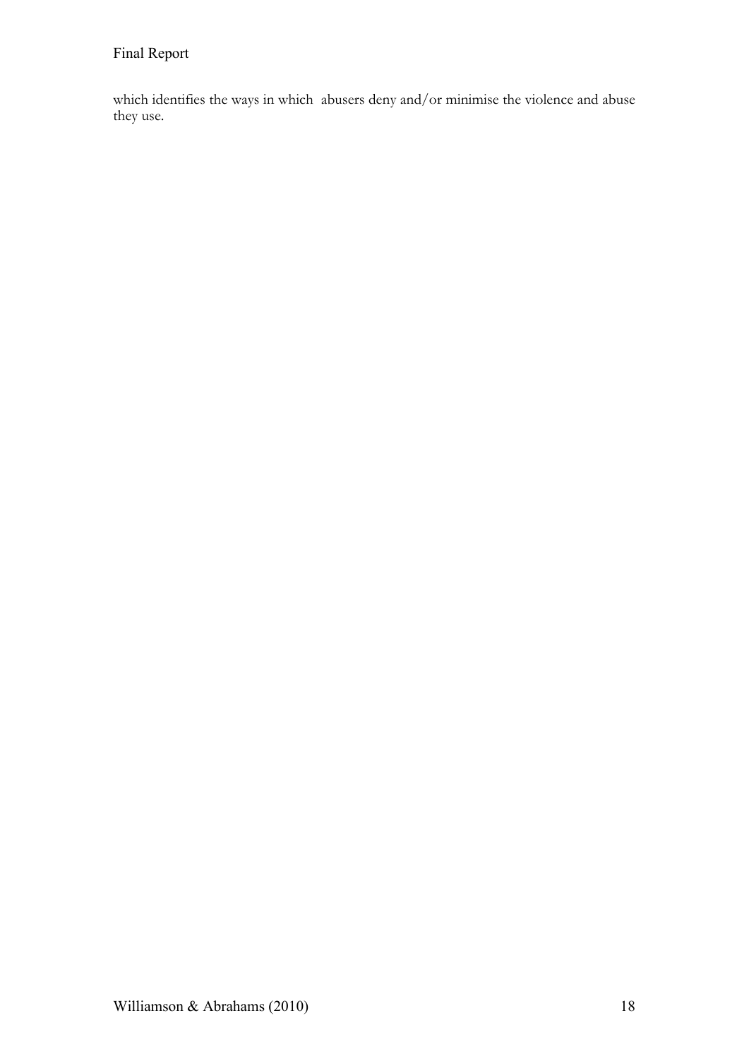which identifies the ways in which abusers deny and/or minimise the violence and abuse they use.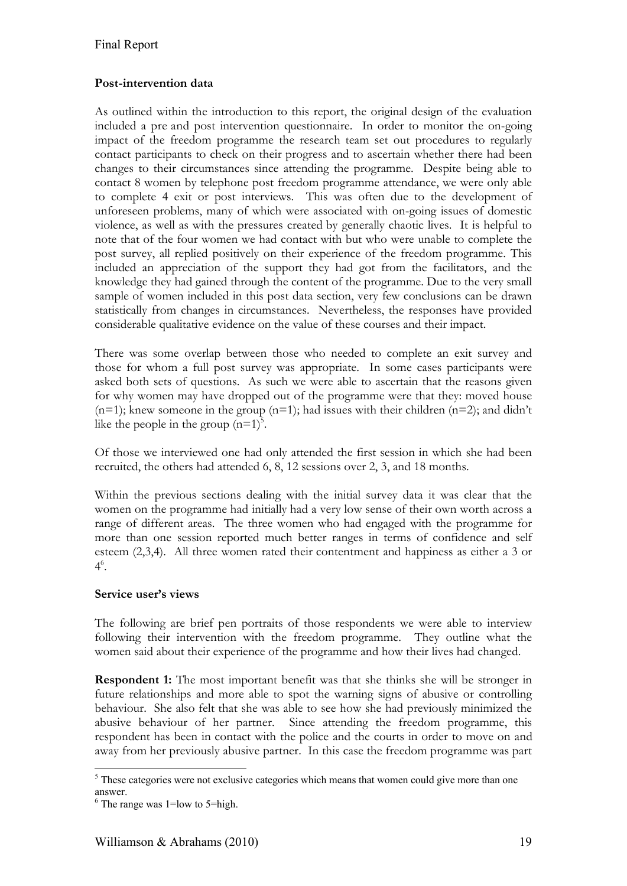**Post-intervention data**

As outlined within the introduction to this report, the original design of the evaluation included a pre and post intervention questionnaire. In order to monitor the on-going impact of the freedom programme the research team set out procedures to regularly contact participants to check on their progress and to ascertain whether there had been changes to their circumstances since attending the programme. Despite being able to contact 8 women by telephone post freedom programme attendance, we were only able to complete 4 exit or post interviews. This was often due to the development of unforeseen problems, many of which were associated with on-going issues of domestic violence, as well as with the pressures created by generally chaotic lives. It is helpful to note that of the four women we had contact with but who were unable to complete the post survey, all replied positively on their experience of the freedom programme. This included an appreciation of the support they had got from the facilitators, and the knowledge they had gained through the content of the programme. Due to the very small sample of women included in this post data section, very few conclusions can be drawn statistically from changes in circumstances. Nevertheless, the responses have provided considerable qualitative evidence on the value of these courses and their impact.

There was some overlap between those who needed to complete an exit survey and those for whom a full post survey was appropriate. In some cases participants were asked both sets of questions. As such we were able to ascertain that the reasons given for why women may have dropped out of the programme were that they: moved house (n=1); knew someone in the group (n=1); had issues with their children (n=2); and didn't like the people in the group (n=1)[5].

Of those we interviewed one had only attended the first session in which she had been recruited, the others had attended 6, 8, 12 sessions over 2, 3, and 18 months.

Within the previous sections dealing with the initial survey data it was clear that the women on the programme had initially had a very low sense of their own worth across a range of different areas. The three women who had engaged with the programme for more than one session reported much better ranges in terms of confidence and self esteem (2,3,4). All three women rated their contentment and happiness as either a 3 or 4[6].

**Service user's views**

The following are brief pen portraits of those respondents we were able to interview following their intervention with the freedom programme. They outline what the women said about their experience of the programme and how their lives had changed.

**Respondent 1:** The most important benefit was that she thinks she will be stronger in future relationships and more able to spot the warning signs of abusive or controlling behaviour. She also felt that she was able to see how she had previously minimized the abusive behaviour of her partner. Since attending the freedom programme, this respondent has been in contact with the police and the courts in order to move on and away from her previously abusive partner. In this case the freedom programme was part

---

[5] These categories were not exclusive categories which means that women could give more than one answer.

[6] The range was 1=low to 5=high.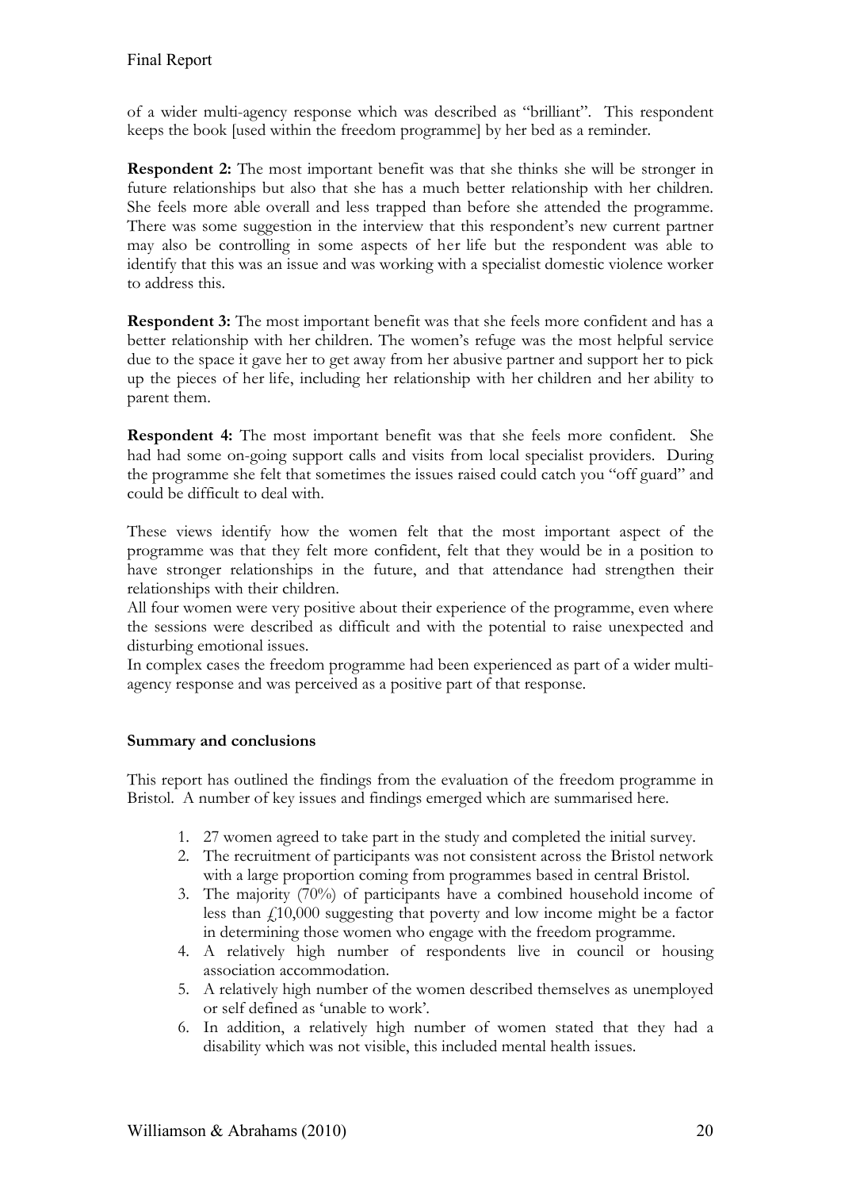of a wider multi-agency response which was described as "brilliant". This respondent keeps the book [used within the freedom programme] by her bed as a reminder.

**Respondent 2:** The most important benefit was that she thinks she will be stronger in future relationships but also that she has a much better relationship with her children. She feels more able overall and less trapped than before she attended the programme. There was some suggestion in the interview that this respondent's new current partner may also be controlling in some aspects of her life but the respondent was able to identify that this was an issue and was working with a specialist domestic violence worker to address this.

**Respondent 3:** The most important benefit was that she feels more confident and has a better relationship with her children. The women's refuge was the most helpful service due to the space it gave her to get away from her abusive partner and support her to pick up the pieces of her life, including her relationship with her children and her ability to parent them.

**Respondent 4:** The most important benefit was that she feels more confident. She had had some on-going support calls and visits from local specialist providers. During the programme she felt that sometimes the issues raised could catch you "off guard" and could be difficult to deal with.

These views identify how the women felt that the most important aspect of the programme was that they felt more confident, felt that they would be in a position to have stronger relationships in the future, and that attendance had strengthen their relationships with their children.

All four women were very positive about their experience of the programme, even where the sessions were described as difficult and with the potential to raise unexpected and disturbing emotional issues.

In complex cases the freedom programme had been experienced as part of a wider multi-agency response and was perceived as a positive part of that response.

**Summary and conclusions**

This report has outlined the findings from the evaluation of the freedom programme in Bristol. A number of key issues and findings emerged which are summarised here.

1. 27 women agreed to take part in the study and completed the initial survey.
2. The recruitment of participants was not consistent across the Bristol network with a large proportion coming from programmes based in central Bristol.
3. The majority (70%) of participants have a combined household income of less than £10,000 suggesting that poverty and low income might be a factor in determining those women who engage with the freedom programme.
4. A relatively high number of respondents live in council or housing association accommodation.
5. A relatively high number of the women described themselves as unemployed or self defined as 'unable to work'.
6. In addition, a relatively high number of women stated that they had a disability which was not visible, this included mental health issues.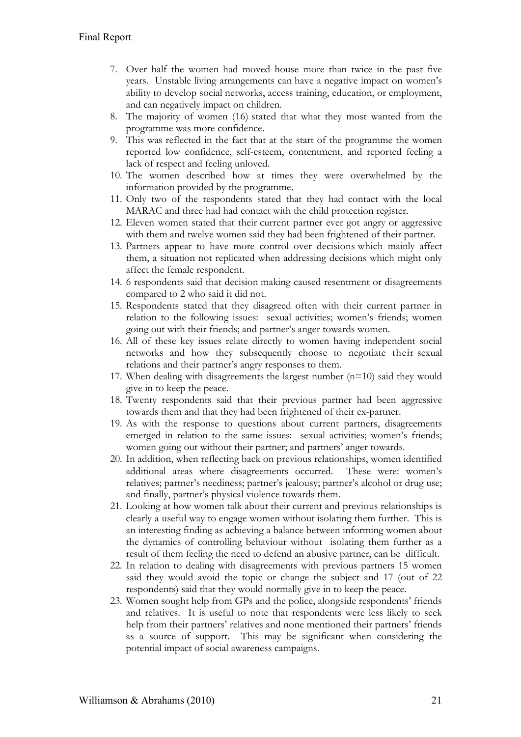7. Over half the women had moved house more than twice in the past five years. Unstable living arrangements can have a negative impact on women's ability to develop social networks, access training, education, or employment, and can negatively impact on children.
8. The majority of women (16) stated that what they most wanted from the programme was more confidence.
9. This was reflected in the fact that at the start of the programme the women reported low confidence, self-esteem, contentment, and reported feeling a lack of respect and feeling unloved.
10. The women described how at times they were overwhelmed by the information provided by the programme.
11. Only two of the respondents stated that they had contact with the local MARAC and three had had contact with the child protection register.
12. Eleven women stated that their current partner ever got angry or aggressive with them and twelve women said they had been frightened of their partner.
13. Partners appear to have more control over decisions which mainly affect them, a situation not replicated when addressing decisions which might only affect the female respondent.
14. 6 respondents said that decision making caused resentment or disagreements compared to 2 who said it did not.
15. Respondents stated that they disagreed often with their current partner in relation to the following issues: sexual activities; women's friends; women going out with their friends; and partner's anger towards women.
16. All of these key issues relate directly to women having independent social networks and how they subsequently choose to negotiate their sexual relations and their partner's angry responses to them.
17. When dealing with disagreements the largest number (n=10) said they would give in to keep the peace.
18. Twenty respondents said that their previous partner had been aggressive towards them and that they had been frightened of their ex-partner.
19. As with the response to questions about current partners, disagreements emerged in relation to the same issues: sexual activities; women's friends; women going out without their partner; and partners' anger towards.
20. In addition, when reflecting back on previous relationships, women identified additional areas where disagreements occurred. These were: women's relatives; partner's neediness; partner's jealousy; partner's alcohol or drug use; and finally, partner's physical violence towards them.
21. Looking at how women talk about their current and previous relationships is clearly a useful way to engage women without isolating them further. This is an interesting finding as achieving a balance between informing women about the dynamics of controlling behaviour without isolating them further as a result of them feeling the need to defend an abusive partner, can be difficult.
22. In relation to dealing with disagreements with previous partners 15 women said they would avoid the topic or change the subject and 17 (out of 22 respondents) said that they would normally give in to keep the peace.
23. Women sought help from GPs and the police, alongside respondents' friends and relatives. It is useful to note that respondents were less likely to seek help from their partners' relatives and none mentioned their partners' friends as a source of support. This may be significant when considering the potential impact of social awareness campaigns.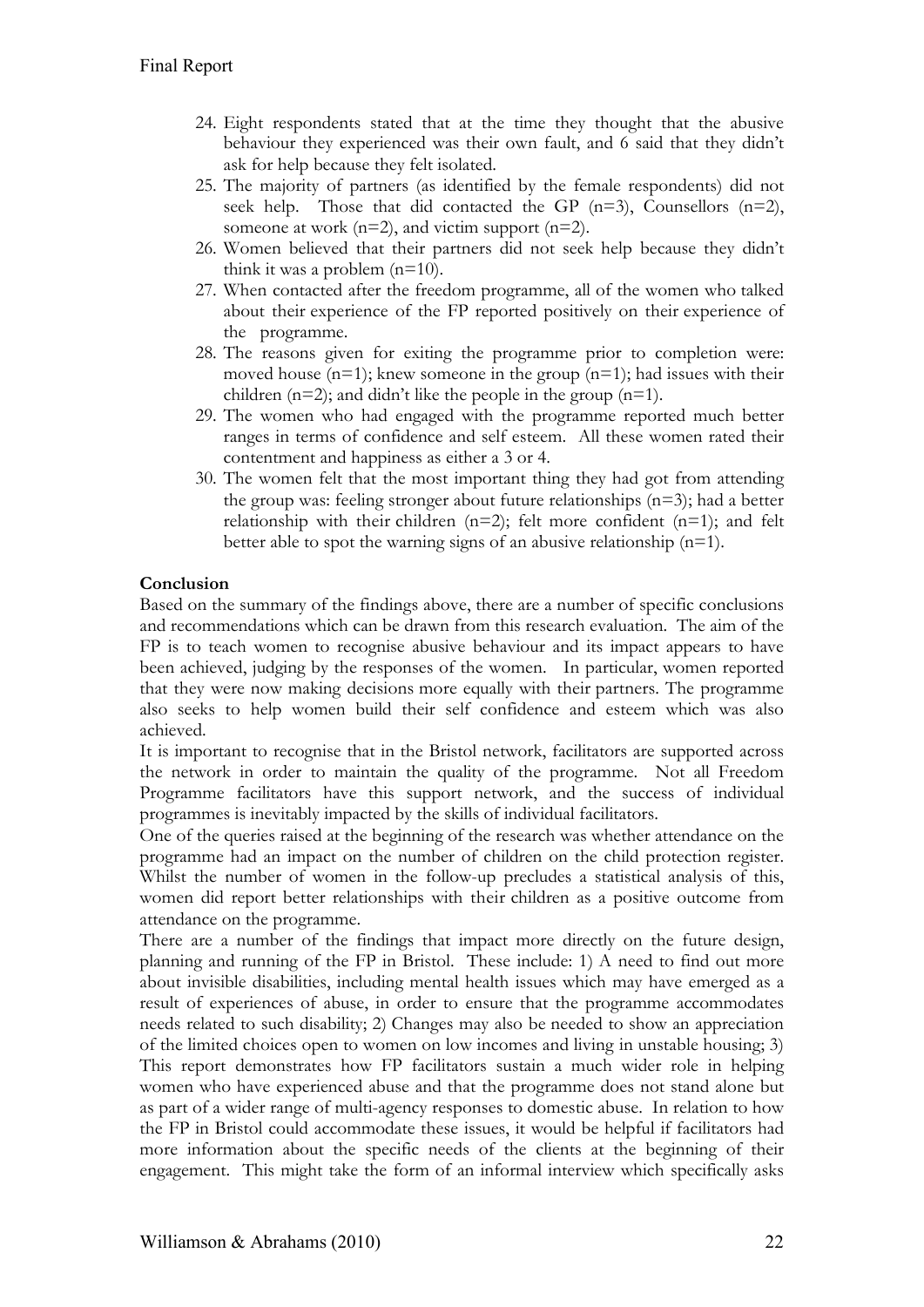24. Eight respondents stated that at the time they thought that the abusive behaviour they experienced was their own fault, and 6 said that they didn't ask for help because they felt isolated.
25. The majority of partners (as identified by the female respondents) did not seek help. Those that did contacted the GP (n=3), Counsellors (n=2), someone at work (n=2), and victim support (n=2).
26. Women believed that their partners did not seek help because they didn't think it was a problem (n=10).
27. When contacted after the freedom programme, all of the women who talked about their experience of the FP reported positively on their experience of the programme.
28. The reasons given for exiting the programme prior to completion were: moved house (n=1); knew someone in the group (n=1); had issues with their children (n=2); and didn't like the people in the group (n=1).
29. The women who had engaged with the programme reported much better ranges in terms of confidence and self esteem. All these women rated their contentment and happiness as either a 3 or 4.
30. The women felt that the most important thing they had got from attending the group was: feeling stronger about future relationships (n=3); had a better relationship with their children (n=2); felt more confident (n=1); and felt better able to spot the warning signs of an abusive relationship (n=1).

**Conclusion**

Based on the summary of the findings above, there are a number of specific conclusions and recommendations which can be drawn from this research evaluation. The aim of the FP is to teach women to recognise abusive behaviour and its impact appears to have been achieved, judging by the responses of the women. In particular, women reported that they were now making decisions more equally with their partners. The programme also seeks to help women build their self confidence and esteem which was also achieved.

It is important to recognise that in the Bristol network, facilitators are supported across the network in order to maintain the quality of the programme. Not all Freedom Programme facilitators have this support network, and the success of individual programmes is inevitably impacted by the skills of individual facilitators.

One of the queries raised at the beginning of the research was whether attendance on the programme had an impact on the number of children on the child protection register. Whilst the number of women in the follow-up precludes a statistical analysis of this, women did report better relationships with their children as a positive outcome from attendance on the programme.

There are a number of the findings that impact more directly on the future design, planning and running of the FP in Bristol. These include: 1) A need to find out more about invisible disabilities, including mental health issues which may have emerged as a result of experiences of abuse, in order to ensure that the programme accommodates needs related to such disability; 2) Changes may also be needed to show an appreciation of the limited choices open to women on low incomes and living in unstable housing; 3) This report demonstrates how FP facilitators sustain a much wider role in helping women who have experienced abuse and that the programme does not stand alone but as part of a wider range of multi-agency responses to domestic abuse. In relation to how the FP in Bristol could accommodate these issues, it would be helpful if facilitators had more information about the specific needs of the clients at the beginning of their engagement. This might take the form of an informal interview which specifically asks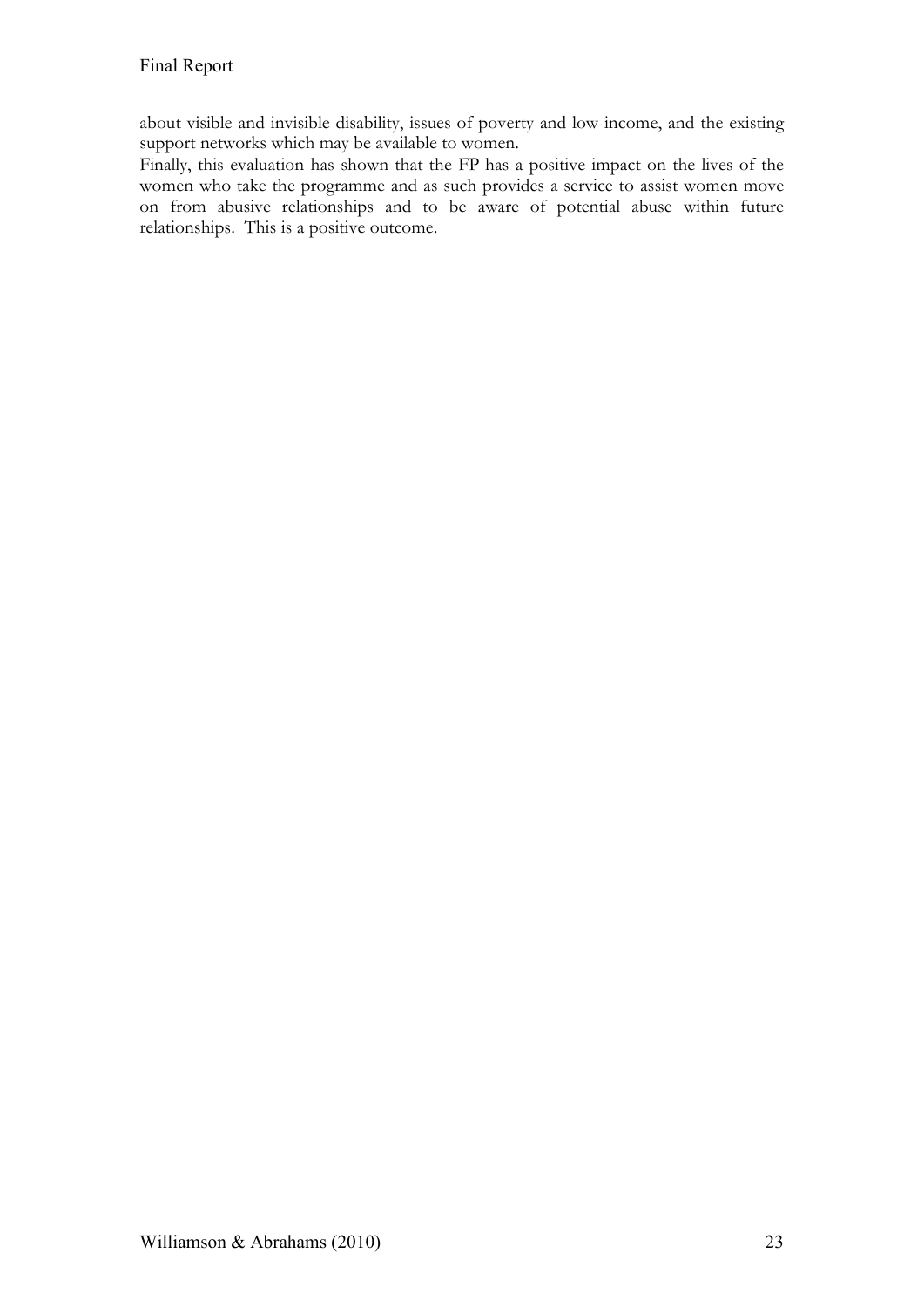about visible and invisible disability, issues of poverty and low income, and the existing support networks which may be available to women.

Finally, this evaluation has shown that the FP has a positive impact on the lives of the women who take the programme and as such provides a service to assist women move on from abusive relationships and to be aware of potential abuse within future relationships. This is a positive outcome.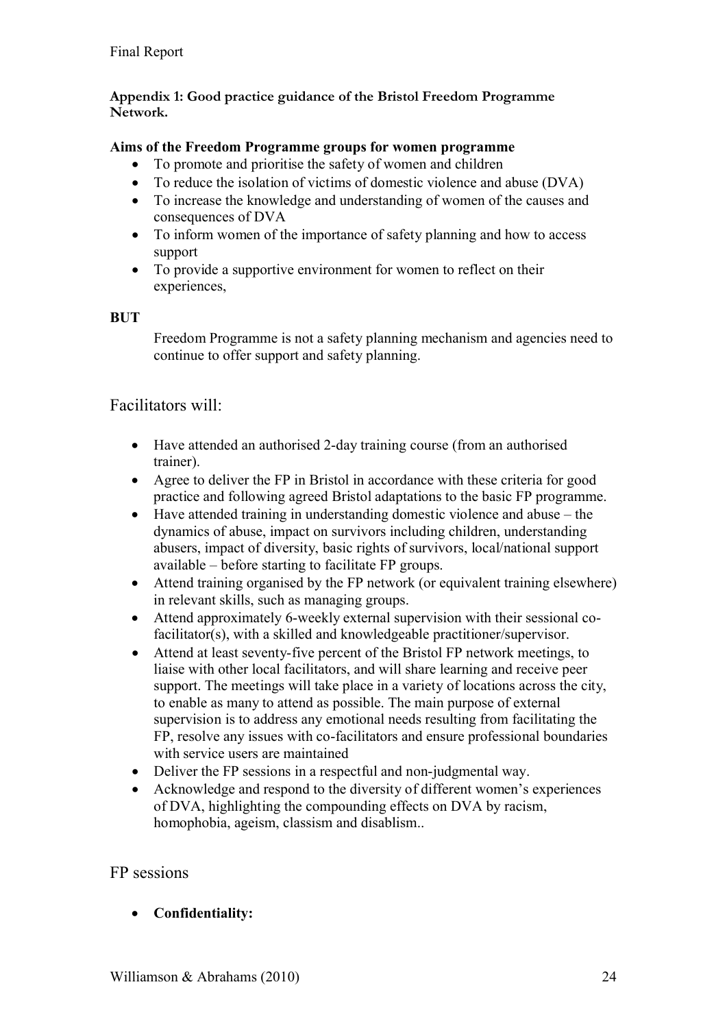**Appendix 1: Good practice guidance of the Bristol Freedom Programme Network.**

**Aims of the Freedom Programme groups for women programme**

- To promote and prioritise the safety of women and children
- To reduce the isolation of victims of domestic violence and abuse (DVA)
- To increase the knowledge and understanding of women of the causes and consequences of DVA
- To inform women of the importance of safety planning and how to access support
- To provide a supportive environment for women to reflect on their experiences,

**BUT**

Freedom Programme is not a safety planning mechanism and agencies need to continue to offer support and safety planning.

## Facilitators will:

- Have attended an authorised 2-day training course (from an authorised trainer).
- Agree to deliver the FP in Bristol in accordance with these criteria for good practice and following agreed Bristol adaptations to the basic FP programme.
- Have attended training in understanding domestic violence and abuse – the dynamics of abuse, impact on survivors including children, understanding abusers, impact of diversity, basic rights of survivors, local/national support available – before starting to facilitate FP groups.
- Attend training organised by the FP network (or equivalent training elsewhere) in relevant skills, such as managing groups.
- Attend approximately 6-weekly external supervision with their sessional co-facilitator(s), with a skilled and knowledgeable practitioner/supervisor.
- Attend at least seventy-five percent of the Bristol FP network meetings, to liaise with other local facilitators, and will share learning and receive peer support. The meetings will take place in a variety of locations across the city, to enable as many to attend as possible. The main purpose of external supervision is to address any emotional needs resulting from facilitating the FP, resolve any issues with co-facilitators and ensure professional boundaries with service users are maintained
- Deliver the FP sessions in a respectful and non-judgmental way.
- Acknowledge and respond to the diversity of different women's experiences of DVA, highlighting the compounding effects on DVA by racism, homophobia, ageism, classism and disablism..

## FP sessions

- **Confidentiality:**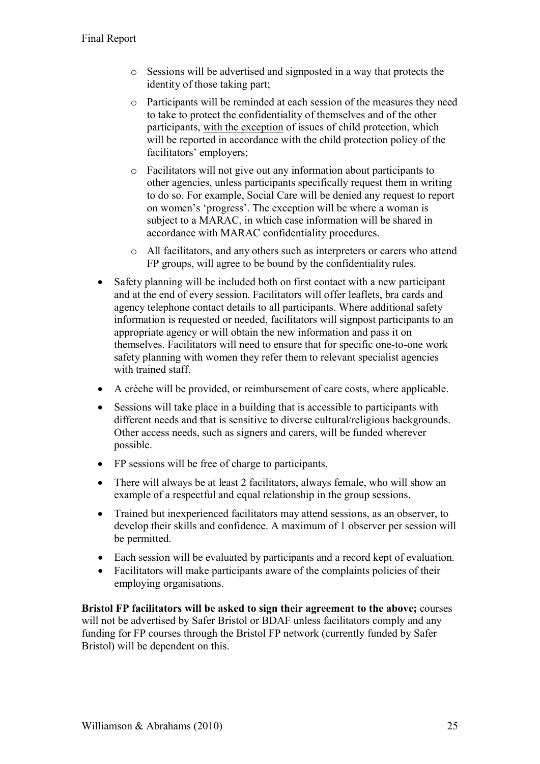- Sessions will be advertised and signposted in a way that protects the identity of those taking part;
  - Participants will be reminded at each session of the measures they need to take to protect the confidentiality of themselves and of the other participants, <u>with the exception</u> of issues of child protection, which will be reported in accordance with the child protection policy of the facilitators' employers;
  - Facilitators will not give out any information about participants to other agencies, unless participants specifically request them in writing to do so. For example, Social Care will be denied any request to report on women's 'progress'. The exception will be where a woman is subject to a MARAC, in which case information will be shared in accordance with MARAC confidentiality procedures.
  - All facilitators, and any others such as interpreters or carers who attend FP groups, will agree to be bound by the confidentiality rules.
- Safety planning will be included both on first contact with a new participant and at the end of every session. Facilitators will offer leaflets, bra cards and agency telephone contact details to all participants. Where additional safety information is requested or needed, facilitators will signpost participants to an appropriate agency or will obtain the new information and pass it on themselves. Facilitators will need to ensure that for specific one-to-one work safety planning with women they refer them to relevant specialist agencies with trained staff.
- A crèche will be provided, or reimbursement of care costs, where applicable.
- Sessions will take place in a building that is accessible to participants with different needs and that is sensitive to diverse cultural/religious backgrounds. Other access needs, such as signers and carers, will be funded wherever possible.
- FP sessions will be free of charge to participants.
- There will always be at least 2 facilitators, always female, who will show an example of a respectful and equal relationship in the group sessions.
- Trained but inexperienced facilitators may attend sessions, as an observer, to develop their skills and confidence. A maximum of 1 observer per session will be permitted.
- Each session will be evaluated by participants and a record kept of evaluation.
- Facilitators will make participants aware of the complaints policies of their employing organisations.

**Bristol FP facilitators will be asked to sign their agreement to the above;** courses will not be advertised by Safer Bristol or BDAF unless facilitators comply and any funding for FP courses through the Bristol FP network (currently funded by Safer Bristol) will be dependent on this.